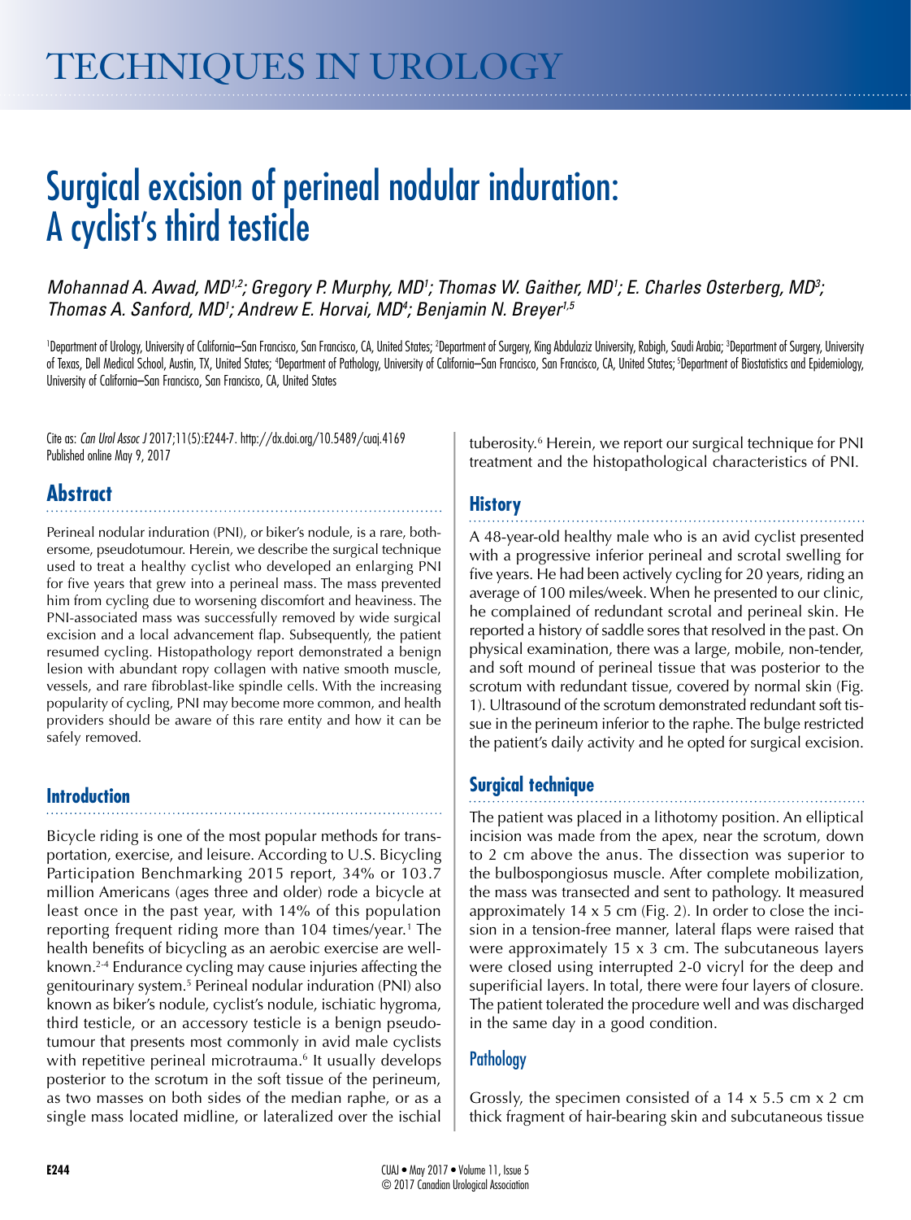# TECHNIQUES IN UROLOGY

# Surgical excision of perineal nodular induration: A cyclist's third testicle

*Mohannad A. Awad, MD[1,2]; Gregory P. Murphy, MD[1]; Thomas W. Gaither, MD[1]; E. Charles Osterberg, MD[3]; Thomas A. Sanford, MD[1]; Andrew E. Horvai, MD[4]; Benjamin N. Breyer[1,5]*

[1]Department of Urology, University of California–San Francisco, San Francisco, CA, United States; [2]Department of Surgery, King Abdulaziz University, Rabigh, Saudi Arabia; [3]Department of Surgery, University of Texas, Dell Medical School, Austin, TX, United States; [4]Department of Pathology, University of California–San Francisco, San Francisco, CA, United States; [5]Department of Biostatistics and Epidemiology, University of California–San Francisco, San Francisco, CA, United States

Cite as: *Can Urol Assoc J* 2017;11(5):E244-7. http://dx.doi.org/10.5489/cuaj.4169
Published online May 9, 2017

## Abstract

Perineal nodular induration (PNI), or biker's nodule, is a rare, bothersome, pseudotumour. Herein, we describe the surgical technique used to treat a healthy cyclist who developed an enlarging PNI for five years that grew into a perineal mass. The mass prevented him from cycling due to worsening discomfort and heaviness. The PNI-associated mass was successfully removed by wide surgical excision and a local advancement flap. Subsequently, the patient resumed cycling. Histopathology report demonstrated a benign lesion with abundant ropy collagen with native smooth muscle, vessels, and rare fibroblast-like spindle cells. With the increasing popularity of cycling, PNI may become more common, and health providers should be aware of this rare entity and how it can be safely removed.

## Introduction

Bicycle riding is one of the most popular methods for transportation, exercise, and leisure. According to U.S. Bicycling Participation Benchmarking 2015 report, 34% or 103.7 million Americans (ages three and older) rode a bicycle at least once in the past year, with 14% of this population reporting frequent riding more than 104 times/year.[1] The health benefits of bicycling as an aerobic exercise are well-known.[2-4] Endurance cycling may cause injuries affecting the genitourinary system.[5] Perineal nodular induration (PNI) also known as biker's nodule, cyclist's nodule, ischiatic hygroma, third testicle, or an accessory testicle is a benign pseudotumour that presents most commonly in avid male cyclists with repetitive perineal microtrauma.[6] It usually develops posterior to the scrotum in the soft tissue of the perineum, as two masses on both sides of the median raphe, or as a single mass located midline, or lateralized over the ischial tuberosity.[6] Herein, we report our surgical technique for PNI treatment and the histopathological characteristics of PNI.

## History

A 48-year-old healthy male who is an avid cyclist presented with a progressive inferior perineal and scrotal swelling for five years. He had been actively cycling for 20 years, riding an average of 100 miles/week. When he presented to our clinic, he complained of redundant scrotal and perineal skin. He reported a history of saddle sores that resolved in the past. On physical examination, there was a large, mobile, non-tender, and soft mound of perineal tissue that was posterior to the scrotum with redundant tissue, covered by normal skin (Fig. 1). Ultrasound of the scrotum demonstrated redundant soft tissue in the perineum inferior to the raphe. The bulge restricted the patient's daily activity and he opted for surgical excision.

## Surgical technique

The patient was placed in a lithotomy position. An elliptical incision was made from the apex, near the scrotum, down to 2 cm above the anus. The dissection was superior to the bulbospongiosus muscle. After complete mobilization, the mass was transected and sent to pathology. It measured approximately 14 x 5 cm (Fig. 2). In order to close the incision in a tension-free manner, lateral flaps were raised that were approximately 15 x 3 cm. The subcutaneous layers were closed using interrupted 2-0 vicryl for the deep and superificial layers. In total, there were four layers of closure. The patient tolerated the procedure well and was discharged in the same day in a good condition.

## Pathology

Grossly, the specimen consisted of a 14 x 5.5 cm x 2 cm thick fragment of hair-bearing skin and subcutaneous tissue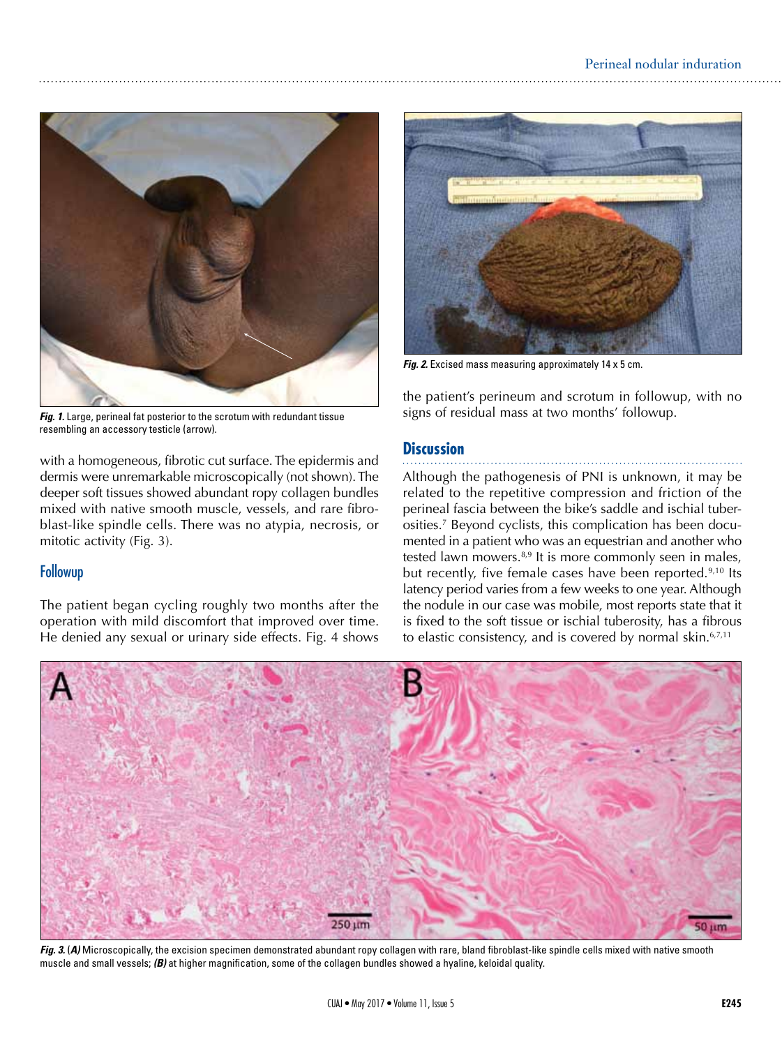Fig. 1. Large, perineal fat posterior to the scrotum with redundant tissue resembling an accessory testicle (arrow).

with a homogeneous, fibrotic cut surface. The epidermis and dermis were unremarkable microscopically (not shown). The deeper soft tissues showed abundant ropy collagen bundles mixed with native smooth muscle, vessels, and rare fibroblast-like spindle cells. There was no atypia, necrosis, or mitotic activity (Fig. 3).

## Followup

The patient began cycling roughly two months after the operation with mild discomfort that improved over time. He denied any sexual or urinary side effects. Fig. 4 shows the patient's perineum and scrotum in followup, with no signs of residual mass at two months' followup.

Fig. 2. Excised mass measuring approximately 14 x 5 cm.

## Discussion

Although the pathogenesis of PNI is unknown, it may be related to the repetitive compression and friction of the perineal fascia between the bike's saddle and ischial tuberosities.[7] Beyond cyclists, this complication has been documented in a patient who was an equestrian and another who tested lawn mowers.[8,9] It is more commonly seen in males, but recently, five female cases have been reported.[9,10] Its latency period varies from a few weeks to one year. Although the nodule in our case was mobile, most reports state that it is fixed to the soft tissue or ischial tuberosity, has a fibrous to elastic consistency, and is covered by normal skin.[6,7,11]

Fig. 3. (A) Microscopically, the excision specimen demonstrated abundant ropy collagen with rare, bland fibroblast-like spindle cells mixed with native smooth muscle and small vessels; (B) at higher magnification, some of the collagen bundles showed a hyaline, keloidal quality.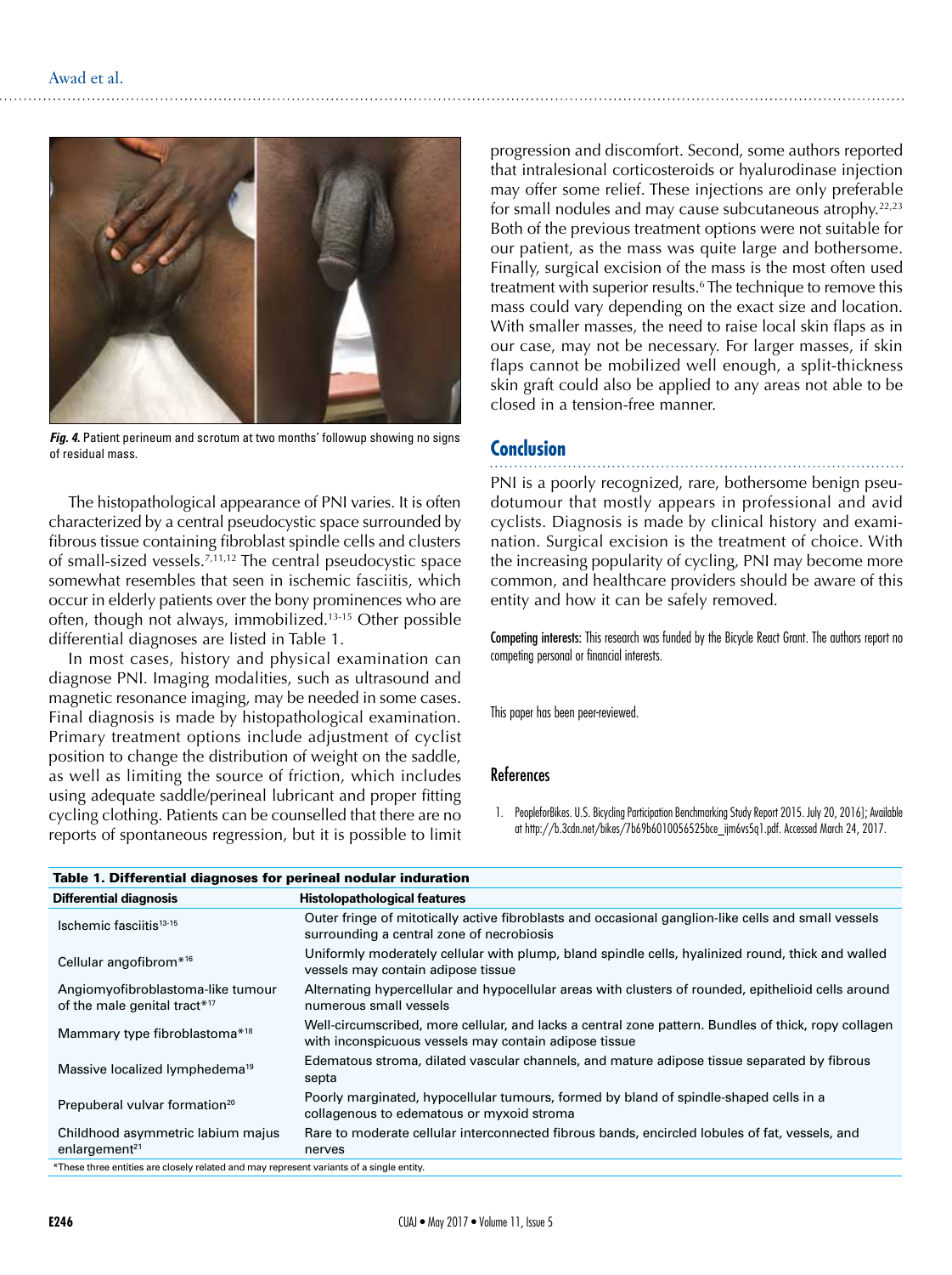*Fig. 4.* Patient perineum and scrotum at two months' followup showing no signs of residual mass.

The histopathological appearance of PNI varies. It is often characterized by a central pseudocystic space surrounded by fibrous tissue containing fibroblast spindle cells and clusters of small-sized vessels.[7,11,12] The central pseudocystic space somewhat resembles that seen in ischemic fasciitis, which occur in elderly patients over the bony prominences who are often, though not always, immobilized.[13-15] Other possible differential diagnoses are listed in Table 1.

In most cases, history and physical examination can diagnose PNI. Imaging modalities, such as ultrasound and magnetic resonance imaging, may be needed in some cases. Final diagnosis is made by histopathological examination. Primary treatment options include adjustment of cyclist position to change the distribution of weight on the saddle, as well as limiting the source of friction, which includes using adequate saddle/perineal lubricant and proper fitting cycling clothing. Patients can be counselled that there are no reports of spontaneous regression, but it is possible to limit progression and discomfort. Second, some authors reported that intralesional corticosteroids or hyalurodinase injection may offer some relief. These injections are only preferable for small nodules and may cause subcutaneous atrophy.[22,23] Both of the previous treatment options were not suitable for our patient, as the mass was quite large and bothersome. Finally, surgical excision of the mass is the most often used treatment with superior results.[6] The technique to remove this mass could vary depending on the exact size and location. With smaller masses, the need to raise local skin flaps as in our case, may not be necessary. For larger masses, if skin flaps cannot be mobilized well enough, a split-thickness skin graft could also be applied to any areas not able to be closed in a tension-free manner.

## Conclusion

PNI is a poorly recognized, rare, bothersome benign pseudotumour that mostly appears in professional and avid cyclists. Diagnosis is made by clinical history and examination. Surgical excision is the treatment of choice. With the increasing popularity of cycling, PNI may become more common, and healthcare providers should be aware of this entity and how it can be safely removed.

**Competing interests:** This research was funded by the Bicycle React Grant. The authors report no competing personal or financial interests.

This paper has been peer-reviewed.

## References

1. PeopleforBikes. U.S. Bicycling Participation Benchmarking Study Report 2015. July 20, 2016]; Available at http://b.3cdn.net/bikes/7b69b6010056525bce_ijm6vs5q1.pdf. Accessed March 24, 2017.

**Table 1. Differential diagnoses for perineal nodular induration**

| Differential diagnosis | Histolopathological features |
|---|---|
| Ischemic fasciitis[13-15] | Outer fringe of mitotically active fibroblasts and occasional ganglion-like cells and small vessels surrounding a central zone of necrobiosis |
| Cellular angofibrom*[16] | Uniformly moderately cellular with plump, bland spindle cells, hyalinized round, thick and walled vessels may contain adipose tissue |
| Angiomyofibroblastoma-like tumour of the male genital tract*[17] | Alternating hypercellular and hypocellular areas with clusters of rounded, epithelioid cells around numerous small vessels |
| Mammary type fibroblastoma*[18] | Well-circumscribed, more cellular, and lacks a central zone pattern. Bundles of thick, ropy collagen with inconspicuous vessels may contain adipose tissue |
| Massive localized lymphedema[19] | Edematous stroma, dilated vascular channels, and mature adipose tissue separated by fibrous septa |
| Prepuberal vulvar formation[20] | Poorly marginated, hypocellular tumours, formed by bland of spindle-shaped cells in a collagenous to edematous or myxoid stroma |
| Childhood asymmetric labium majus enlargement[21] | Rare to moderate cellular interconnected fibrous bands, encircled lobules of fat, vessels, and nerves |

*These three entities are closely related and may represent variants of a single entity.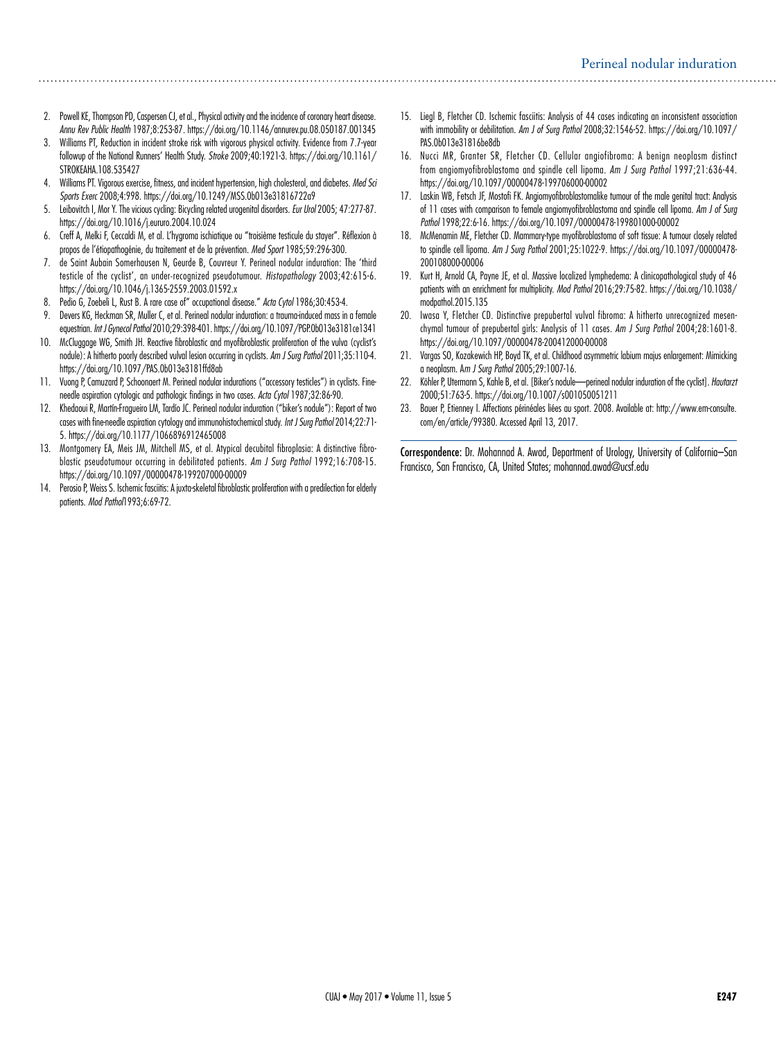2. Powell KE, Thompson PD, Caspersen CJ, et al., Physical activity and the incidence of coronary heart disease. *Annu Rev Public Health* 1987;8:253-87. https://doi.org/10.1146/annurev.pu.08.050187.001345
3. Williams PT, Reduction in incident stroke risk with vigorous physical activity. Evidence from 7.7-year followup of the National Runners' Health Study. *Stroke* 2009;40:1921-3. https://doi.org/10.1161/STROKEAHA.108.535427
4. Williams PT. Vigorous exercise, fitness, and incident hypertension, high cholesterol, and diabetes. *Med Sci Sports Exerc* 2008;4:998. https://doi.org/10.1249/MSS.0b013e31816722a9
5. Leibovitch I, Mor Y. The vicious cycling: Bicycling related urogenital disorders. *Eur Urol* 2005; 47:277-87. https://doi.org/10.1016/j.eururo.2004.10.024
6. Creff A, Melki F, Ceccaldi M, et al. L'hygroma ischiatique ou "troisième testicule du stayer". Réflexion à propos de l'étiopathogénie, du traitement et de la prévention. *Med Sport* 1985;59:296-300.
7. de Saint Aubain Somerhausen N, Geurde B, Couvreur Y. Perineal nodular induration: The 'third testicle of the cyclist', an under-recognized pseudotumour. *Histopathology* 2003;42:615-6. https://doi.org/10.1046/j.1365-2559.2003.01592.x
8. Pedio G, Zoebeli L, Rust B. A rare case of" occupational disease." *Acta Cytol* 1986;30:453-4.
9. Devers KG, Heckman SR, Muller C, et al. Perineal nodular induration: a trauma-induced mass in a female equestrian. *Int J Gynecol Pathol* 2010;29:398-401. https://doi.org/10.1097/PGP.0b013e3181ce1341
10. McCluggage WG, Smith JH. Reactive fibroblastic and myofibroblastic proliferation of the vulva (cyclist's nodule): A hitherto poorly described vulval lesion occurring in cyclists. *Am J Surg Pathol* 2011;35:110-4. https://doi.org/10.1097/PAS.0b013e3181ffd8ab
11. Vuong P, Camuzard P, Schoonaert M. Perineal nodular indurations ("accessory testicles") in cyclists. Fine-needle aspiration cytologic and pathologic findings in two cases. *Acta Cytol* 1987;32:86-90.
12. Khedaoui R, Martín-Fragueiro LM, Tardío JC. Perineal nodular induration ("biker's nodule"): Report of two cases with fine-needle aspiration cytology and immunohistochemical study. *Int J Surg Pathol* 2014;22:71-5. https://doi.org/10.1177/1066896912465008
13. Montgomery EA, Meis JM, Mitchell MS, et al. Atypical decubital fibroplasia: A distinctive fibroblastic pseudotumour occurring in debilitated patients. *Am J Surg Pathol* 1992;16:708-15. https://doi.org/10.1097/00000478-199207000-00009
14. Perosio P, Weiss S. Ischemic fasciitis: A juxta-skeletal fibroblastic proliferation with a predilection for elderly patients. *Mod Pathol* 1993;6:69-72.
15. Liegl B, Fletcher CD. Ischemic fasciitis: Analysis of 44 cases indicating an inconsistent association with immobility or debilitation. *Am J of Surg Pathol* 2008;32:1546-52. https://doi.org/10.1097/PAS.0b013e31816be8db
16. Nucci MR, Granter SR, Fletcher CD. Cellular angiofibroma: A benign neoplasm distinct from angiomyofibroblastoma and spindle cell lipoma. *Am J Surg Pathol* 1997;21:636-44. https://doi.org/10.1097/00000478-199706000-00002
17. Laskin WB, Fetsch JF, Mostofi FK. Angiomyofibroblastomalike tumour of the male genital tract: Analysis of 11 cases with comparison to female angiomyofibroblastoma and spindle cell lipoma. *Am J of Surg Pathol* 1998;22:6-16. https://doi.org/10.1097/00000478-199801000-00002
18. McMenamin ME, Fletcher CD. Mammary-type myofibroblastoma of soft tissue: A tumour closely related to spindle cell lipoma. *Am J Surg Pathol* 2001;25:1022-9. https://doi.org/10.1097/00000478-200108000-00006
19. Kurt H, Arnold CA, Payne JE, et al. Massive localized lymphedema: A clinicopathological study of 46 patients with an enrichment for multiplicity. *Mod Pathol* 2016;29:75-82. https://doi.org/10.1038/modpathol.2015.135
20. Iwasa Y, Fletcher CD. Distinctive prepubertal vulval fibroma: A hitherto unrecognized mesenchymal tumour of prepubertal girls: Analysis of 11 cases. *Am J Surg Pathol* 2004;28:1601-8. https://doi.org/10.1097/00000478-200412000-00008
21. Vargas SO, Kozakewich HP, Boyd TK, et al. Childhood asymmetric labium majus enlargement: Mimicking a neoplasm. *Am J Surg Pathol* 2005;29:1007-16.
22. Köhler P, Utermann S, Kahle B, et al. [Biker's nodule—perineal nodular induration of the cyclist]. *Hautarzt* 2000;51:763-5. https://doi.org/10.1007/s001050051211
23. Bauer P, Etienney I. Affections périnéales liées au sport. 2008. Available at: http://www.em-consulte.com/en/article/99380. Accessed April 13, 2017.

**Correspondence:** Dr. Mohannad A. Awad, Department of Urology, University of California–San Francisco, San Francisco, CA, United States; mohannad.awad@ucsf.edu